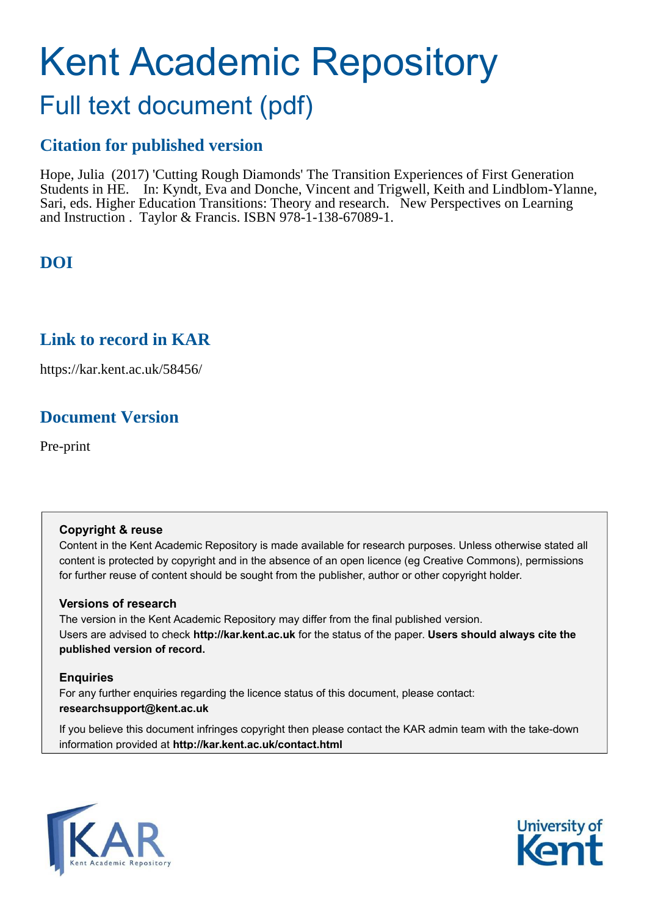# Kent Academic Repository

## Full text document (pdf)

### Citation for published version

Hope, Julia (2017) 'Cutting Rough Diamonds' The Transition Experiences of First Generation Students in HE. In: Kyndt, Eva and Donche, Vincent and Trigwell, Keith and Lindblom-Ylanne, Sari, eds. Higher Education Transitions: Theory and research. New Perspectives on Learning and Instruction . Taylor & Francis. ISBN 978-1-138-67089-1.

### DOI

### Link to record in KAR

https://kar.kent.ac.uk/58456/

### Document Version

Pre-print

**Copyright & reuse**

Content in the Kent Academic Repository is made available for research purposes. Unless otherwise stated all content is protected by copyright and in the absence of an open licence (eg Creative Commons), permissions for further reuse of content should be sought from the publisher, author or other copyright holder.

**Versions of research**

The version in the Kent Academic Repository may differ from the final published version. Users are advised to check **http://kar.kent.ac.uk** for the status of the paper. **Users should always cite the published version of record.**

**Enquiries**

For any further enquiries regarding the licence status of this document, please contact: **researchsupport@kent.ac.uk**

If you believe this document infringes copyright then please contact the KAR admin team with the take-down information provided at **http://kar.kent.ac.uk/contact.html**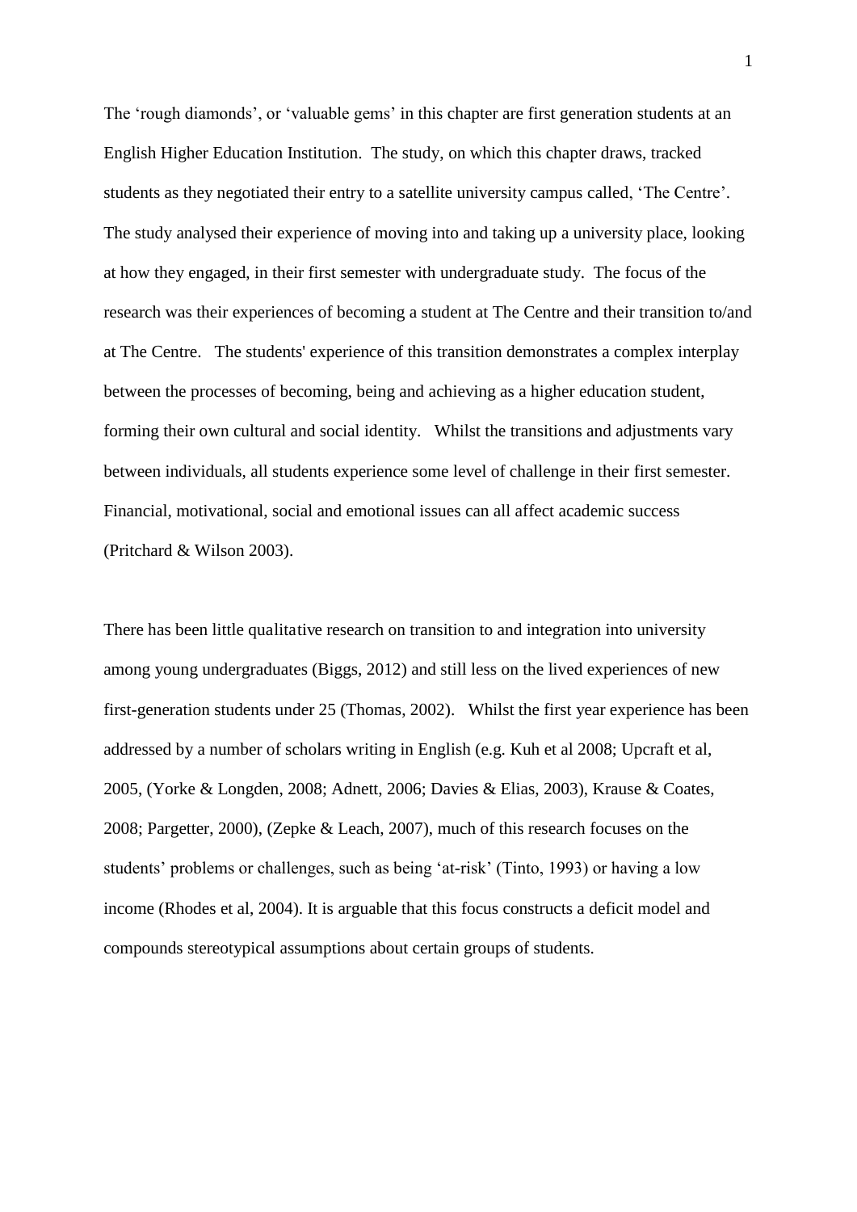The ‘rough diamonds’, or ‘valuable gems’ in this chapter are first generation students at an English Higher Education Institution. The study, on which this chapter draws, tracked students as they negotiated their entry to a satellite university campus called, ‘The Centre’. The study analysed their experience of moving into and taking up a university place, looking at how they engaged, in their first semester with undergraduate study. The focus of the research was their experiences of becoming a student at The Centre and their transition to/and at The Centre. The students' experience of this transition demonstrates a complex interplay between the processes of becoming, being and achieving as a higher education student, forming their own cultural and social identity. Whilst the transitions and adjustments vary between individuals, all students experience some level of challenge in their first semester. Financial, motivational, social and emotional issues can all affect academic success (Pritchard & Wilson 2003).

There has been little qualitative research on transition to and integration into university among young undergraduates (Biggs, 2012) and still less on the lived experiences of new first-generation students under 25 (Thomas, 2002). Whilst the first year experience has been addressed by a number of scholars writing in English (e.g. Kuh et al 2008; Upcraft et al, 2005, (Yorke & Longden, 2008; Adnett, 2006; Davies & Elias, 2003), Krause & Coates, 2008; Pargetter, 2000), (Zepke & Leach, 2007), much of this research focuses on the students’ problems or challenges, such as being ‘at-risk’ (Tinto, 1993) or having a low income (Rhodes et al, 2004). It is arguable that this focus constructs a deficit model and compounds stereotypical assumptions about certain groups of students.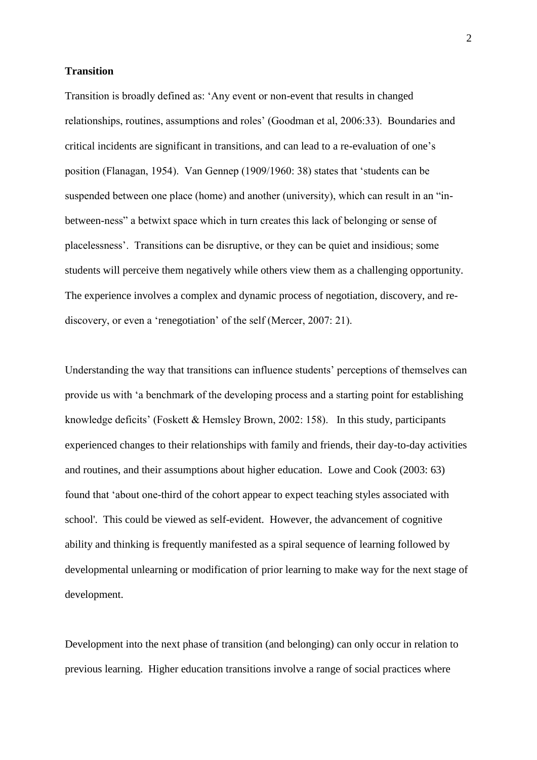**Transition**

Transition is broadly defined as: 'Any event or non-event that results in changed relationships, routines, assumptions and roles' (Goodman et al, 2006:33). Boundaries and critical incidents are significant in transitions, and can lead to a re-evaluation of one's position (Flanagan, 1954). Van Gennep (1909/1960: 38) states that 'students can be suspended between one place (home) and another (university), which can result in an "in-between-ness" a betwixt space which in turn creates this lack of belonging or sense of placelessness'. Transitions can be disruptive, or they can be quiet and insidious; some students will perceive them negatively while others view them as a challenging opportunity. The experience involves a complex and dynamic process of negotiation, discovery, and re-discovery, or even a 'renegotiation' of the self (Mercer, 2007: 21).

Understanding the way that transitions can influence students' perceptions of themselves can provide us with 'a benchmark of the developing process and a starting point for establishing knowledge deficits' (Foskett & Hemsley Brown, 2002: 158). In this study, participants experienced changes to their relationships with family and friends, their day-to-day activities and routines, and their assumptions about higher education. Lowe and Cook (2003: 63) found that 'about one-third of the cohort appear to expect teaching styles associated with school'. This could be viewed as self-evident. However, the advancement of cognitive ability and thinking is frequently manifested as a spiral sequence of learning followed by developmental unlearning or modification of prior learning to make way for the next stage of development.

Development into the next phase of transition (and belonging) can only occur in relation to previous learning. Higher education transitions involve a range of social practices where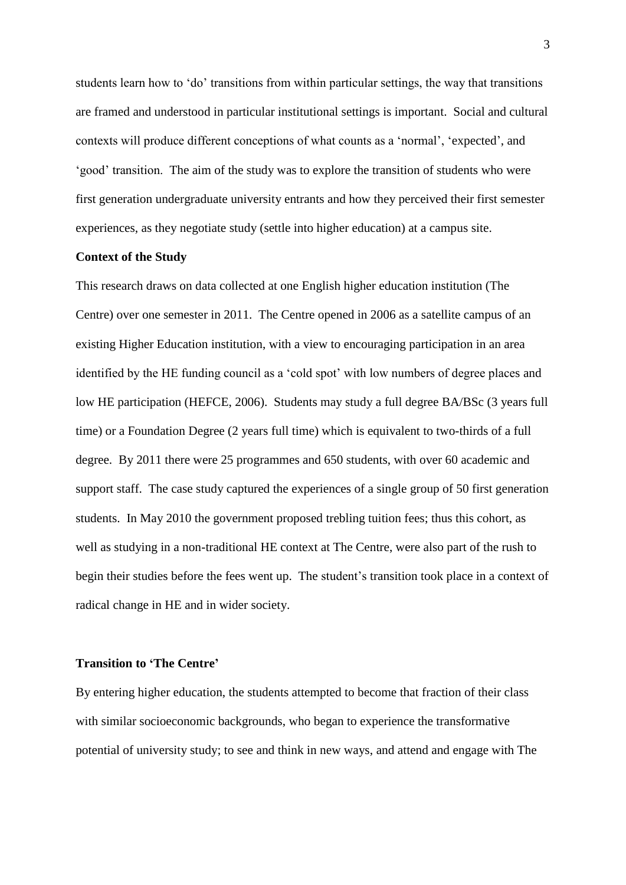students learn how to 'do' transitions from within particular settings, the way that transitions are framed and understood in particular institutional settings is important. Social and cultural contexts will produce different conceptions of what counts as a 'normal', 'expected', and 'good' transition. The aim of the study was to explore the transition of students who were first generation undergraduate university entrants and how they perceived their first semester experiences, as they negotiate study (settle into higher education) at a campus site.

**Context of the Study**

This research draws on data collected at one English higher education institution (The Centre) over one semester in 2011. The Centre opened in 2006 as a satellite campus of an existing Higher Education institution, with a view to encouraging participation in an area identified by the HE funding council as a 'cold spot' with low numbers of degree places and low HE participation (HEFCE, 2006). Students may study a full degree BA/BSc (3 years full time) or a Foundation Degree (2 years full time) which is equivalent to two-thirds of a full degree. By 2011 there were 25 programmes and 650 students, with over 60 academic and support staff. The case study captured the experiences of a single group of 50 first generation students. In May 2010 the government proposed trebling tuition fees; thus this cohort, as well as studying in a non-traditional HE context at The Centre, were also part of the rush to begin their studies before the fees went up. The student's transition took place in a context of radical change in HE and in wider society.

**Transition to 'The Centre'**

By entering higher education, the students attempted to become that fraction of their class with similar socioeconomic backgrounds, who began to experience the transformative potential of university study; to see and think in new ways, and attend and engage with The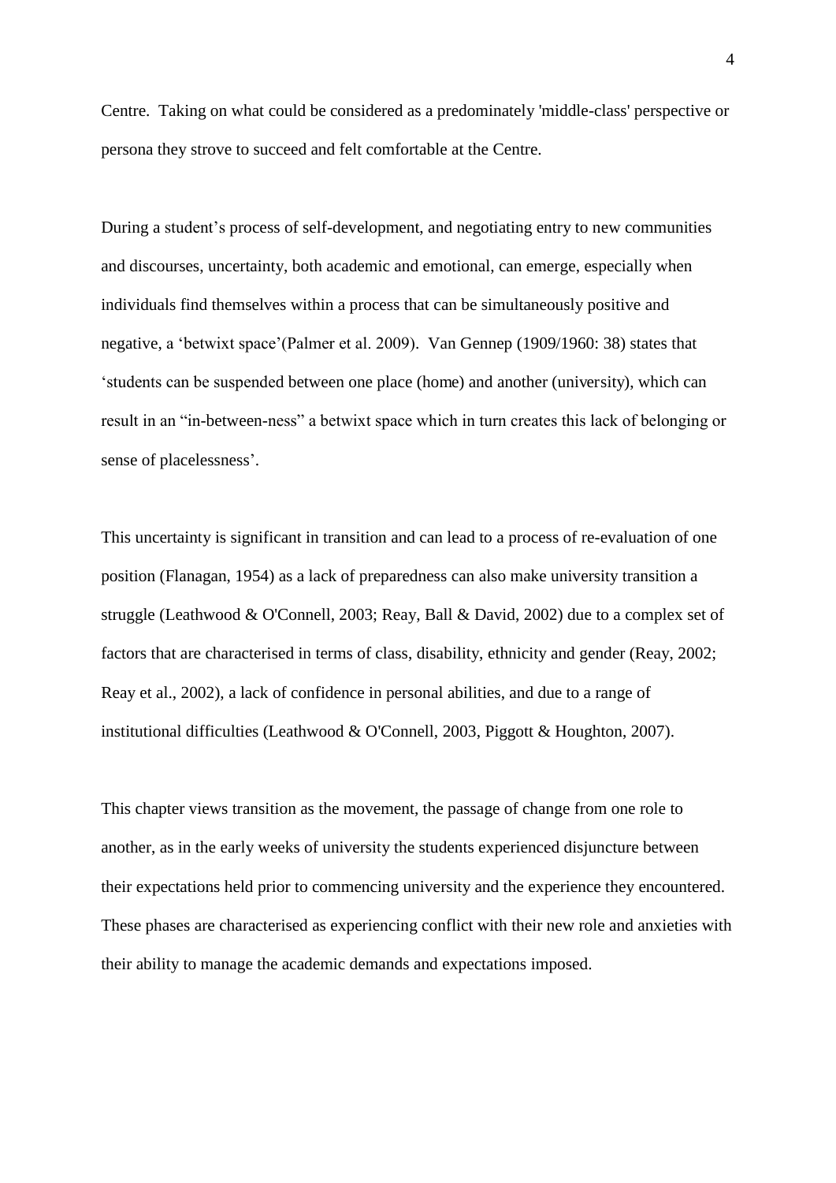Centre. Taking on what could be considered as a predominately 'middle-class' perspective or persona they strove to succeed and felt comfortable at the Centre.

During a student's process of self-development, and negotiating entry to new communities and discourses, uncertainty, both academic and emotional, can emerge, especially when individuals find themselves within a process that can be simultaneously positive and negative, a 'betwixt space'(Palmer et al. 2009). Van Gennep (1909/1960: 38) states that 'students can be suspended between one place (home) and another (university), which can result in an "in-between-ness" a betwixt space which in turn creates this lack of belonging or sense of placelessness'.

This uncertainty is significant in transition and can lead to a process of re-evaluation of one position (Flanagan, 1954) as a lack of preparedness can also make university transition a struggle (Leathwood & O'Connell, 2003; Reay, Ball & David, 2002) due to a complex set of factors that are characterised in terms of class, disability, ethnicity and gender (Reay, 2002; Reay et al., 2002), a lack of confidence in personal abilities, and due to a range of institutional difficulties (Leathwood & O'Connell, 2003, Piggott & Houghton, 2007).

This chapter views transition as the movement, the passage of change from one role to another, as in the early weeks of university the students experienced disjuncture between their expectations held prior to commencing university and the experience they encountered. These phases are characterised as experiencing conflict with their new role and anxieties with their ability to manage the academic demands and expectations imposed.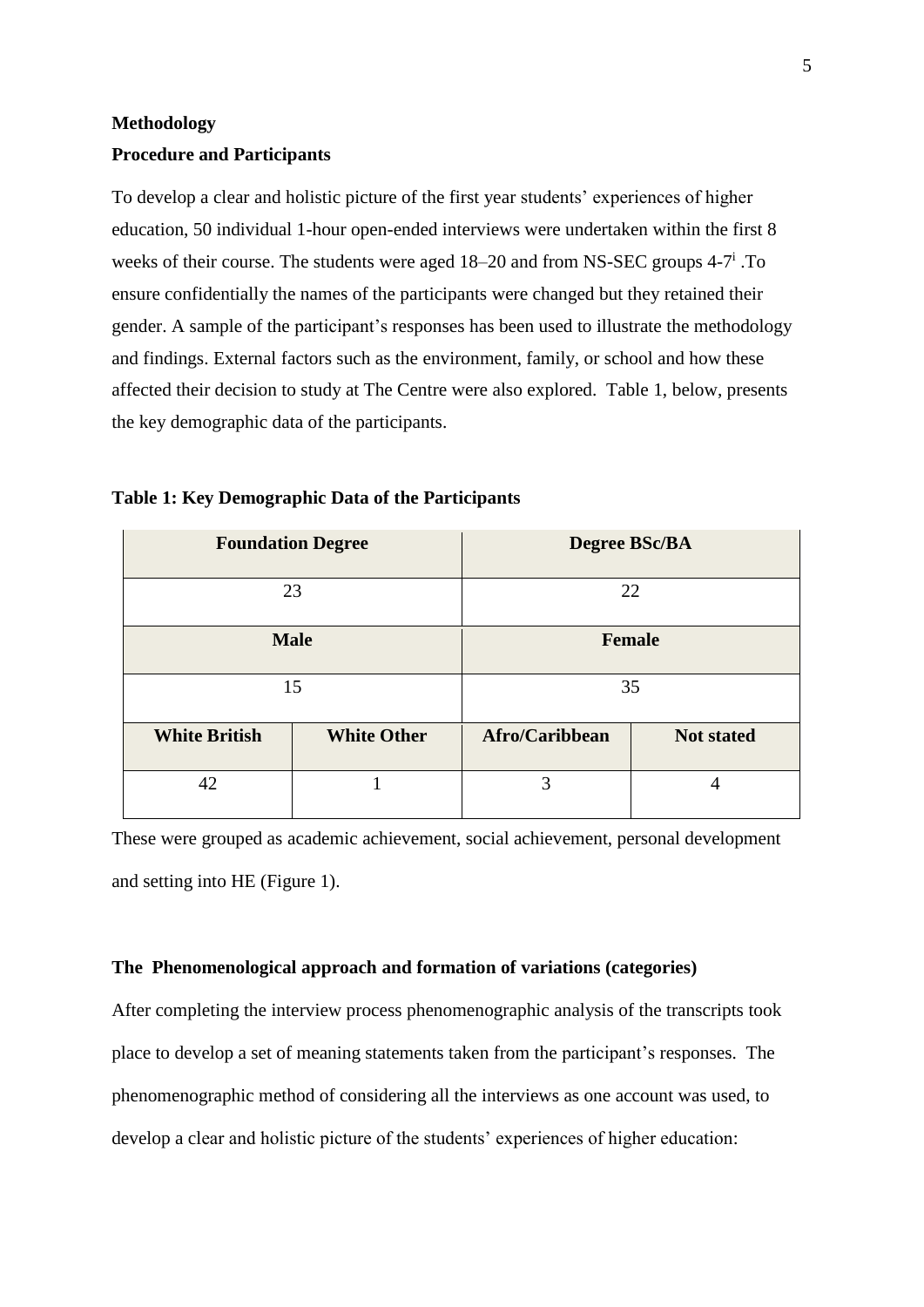## Methodology

### Procedure and Participants

To develop a clear and holistic picture of the first year students' experiences of higher education, 50 individual 1-hour open-ended interviews were undertaken within the first 8 weeks of their course. The students were aged 18–20 and from NS-SEC groups 4-7[i] .To ensure confidentially the names of the participants were changed but they retained their gender. A sample of the participant's responses has been used to illustrate the methodology and findings. External factors such as the environment, family, or school and how these affected their decision to study at The Centre were also explored. Table 1, below, presents the key demographic data of the participants.

**Table 1: Key Demographic Data of the Participants**

| **Foundation Degree** | | **Degree BSc/BA** | |
|---|---|---|---|
| 23 | | 22 | |
| **Male** | | **Female** | |
| 15 | | 35 | |
| **White British** | **White Other** | **Afro/Caribbean** | **Not stated** |
| 42 | 1 | 3 | 4 |

These were grouped as academic achievement, social achievement, personal development and setting into HE (Figure 1).

### The Phenomenological approach and formation of variations (categories)

After completing the interview process phenomenographic analysis of the transcripts took place to develop a set of meaning statements taken from the participant's responses. The phenomenographic method of considering all the interviews as one account was used, to develop a clear and holistic picture of the students' experiences of higher education: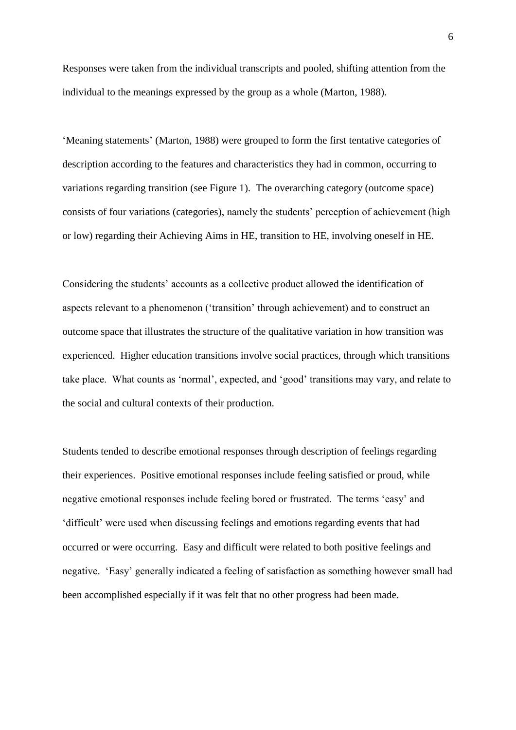Responses were taken from the individual transcripts and pooled, shifting attention from the individual to the meanings expressed by the group as a whole (Marton, 1988).

'Meaning statements' (Marton, 1988) were grouped to form the first tentative categories of description according to the features and characteristics they had in common, occurring to variations regarding transition (see Figure 1). The overarching category (outcome space) consists of four variations (categories), namely the students' perception of achievement (high or low) regarding their Achieving Aims in HE, transition to HE, involving oneself in HE.

Considering the students' accounts as a collective product allowed the identification of aspects relevant to a phenomenon ('transition' through achievement) and to construct an outcome space that illustrates the structure of the qualitative variation in how transition was experienced. Higher education transitions involve social practices, through which transitions take place. What counts as 'normal', expected, and 'good' transitions may vary, and relate to the social and cultural contexts of their production.

Students tended to describe emotional responses through description of feelings regarding their experiences. Positive emotional responses include feeling satisfied or proud, while negative emotional responses include feeling bored or frustrated. The terms 'easy' and 'difficult' were used when discussing feelings and emotions regarding events that had occurred or were occurring. Easy and difficult were related to both positive feelings and negative. 'Easy' generally indicated a feeling of satisfaction as something however small had been accomplished especially if it was felt that no other progress had been made.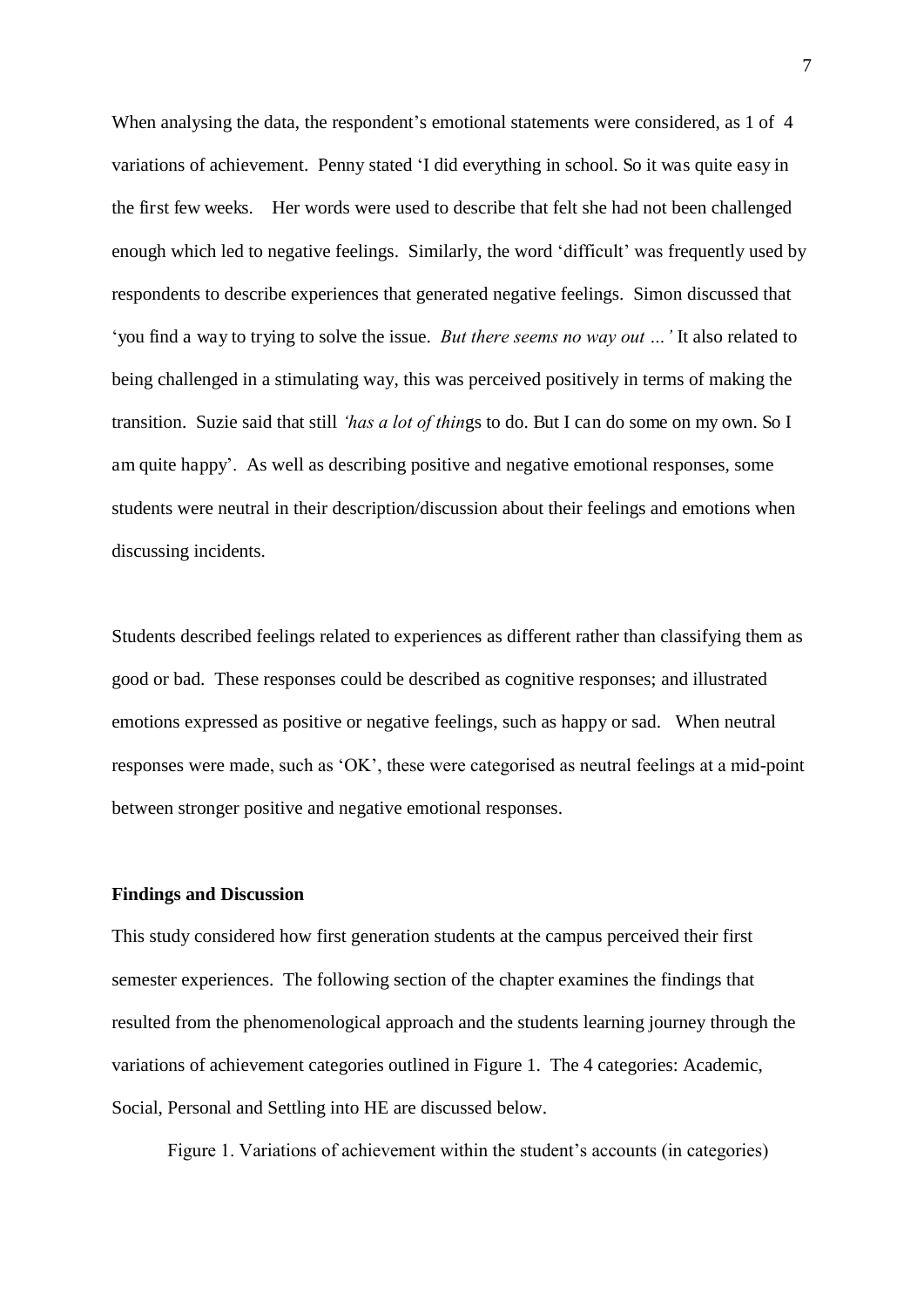When analysing the data, the respondent's emotional statements were considered, as 1 of 4 variations of achievement. Penny stated 'I did everything in school. So it was quite easy in the first few weeks. Her words were used to describe that felt she had not been challenged enough which led to negative feelings. Similarly, the word 'difficult' was frequently used by respondents to describe experiences that generated negative feelings. Simon discussed that 'you find a way to trying to solve the issue. *But there seems no way out …'* It also related to being challenged in a stimulating way, this was perceived positively in terms of making the transition. Suzie said that still *'has a lot of thin*gs to do. But I can do some on my own. So I am quite happy'. As well as describing positive and negative emotional responses, some students were neutral in their description/discussion about their feelings and emotions when discussing incidents.

Students described feelings related to experiences as different rather than classifying them as good or bad. These responses could be described as cognitive responses; and illustrated emotions expressed as positive or negative feelings, such as happy or sad. When neutral responses were made, such as 'OK', these were categorised as neutral feelings at a mid-point between stronger positive and negative emotional responses.

**Findings and Discussion**

This study considered how first generation students at the campus perceived their first semester experiences. The following section of the chapter examines the findings that resulted from the phenomenological approach and the students learning journey through the variations of achievement categories outlined in Figure 1. The 4 categories: Academic, Social, Personal and Settling into HE are discussed below.

Figure 1. Variations of achievement within the student's accounts (in categories)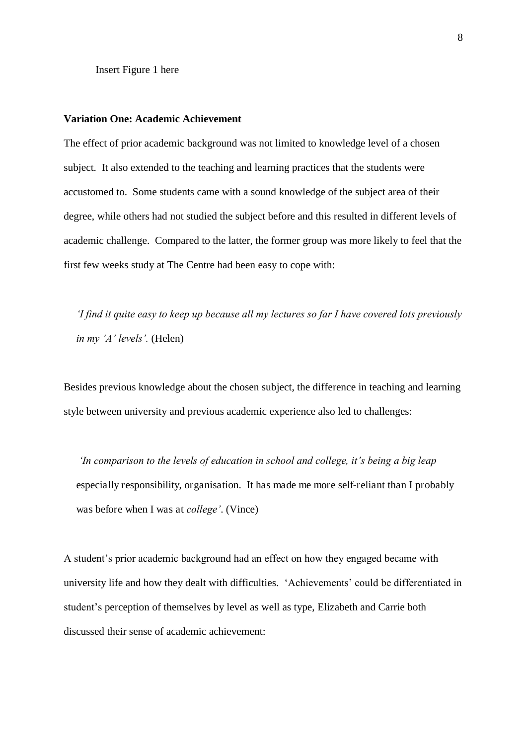Insert Figure 1 here

**Variation One: Academic Achievement**

The effect of prior academic background was not limited to knowledge level of a chosen subject. It also extended to the teaching and learning practices that the students were accustomed to. Some students came with a sound knowledge of the subject area of their degree, while others had not studied the subject before and this resulted in different levels of academic challenge. Compared to the latter, the former group was more likely to feel that the first few weeks study at The Centre had been easy to cope with:

> *'I find it quite easy to keep up because all my lectures so far I have covered lots previously in my 'A' levels'.* (Helen)

Besides previous knowledge about the chosen subject, the difference in teaching and learning style between university and previous academic experience also led to challenges:

> *'In comparison to the levels of education in school and college, it's being a big leap* especially responsibility, organisation. It has made me more self-reliant than I probably was before when I was at *college'*. (Vince)

A student's prior academic background had an effect on how they engaged became with university life and how they dealt with difficulties. 'Achievements' could be differentiated in student's perception of themselves by level as well as type, Elizabeth and Carrie both discussed their sense of academic achievement: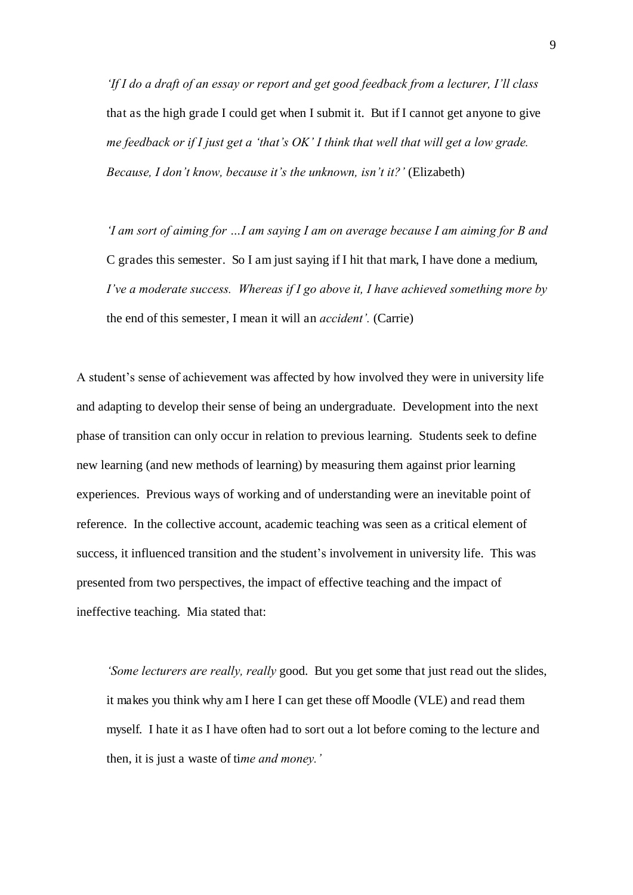> *'If I do a draft of an essay or report and get good feedback from a lecturer, I'll class* that as the high grade I could get when I submit it. But if I cannot get anyone to give *me feedback or if I just get a 'that's OK' I think that well that will get a low grade. Because, I don't know, because it's the unknown, isn't it?'* (Elizabeth)

> *'I am sort of aiming for …I am saying I am on average because I am aiming for B and* C grades this semester. So I am just saying if I hit that mark, I have done a medium, *I've a moderate success. Whereas if I go above it, I have achieved something more by* the end of this semester, I mean it will an *accident'.* (Carrie)

A student's sense of achievement was affected by how involved they were in university life and adapting to develop their sense of being an undergraduate. Development into the next phase of transition can only occur in relation to previous learning. Students seek to define new learning (and new methods of learning) by measuring them against prior learning experiences. Previous ways of working and of understanding were an inevitable point of reference. In the collective account, academic teaching was seen as a critical element of success, it influenced transition and the student's involvement in university life. This was presented from two perspectives, the impact of effective teaching and the impact of ineffective teaching. Mia stated that:

> *'Some lecturers are really, really* good. But you get some that just read out the slides, it makes you think why am I here I can get these off Moodle (VLE) and read them myself. I hate it as I have often had to sort out a lot before coming to the lecture and then, it is just a waste of ti*me and money.'*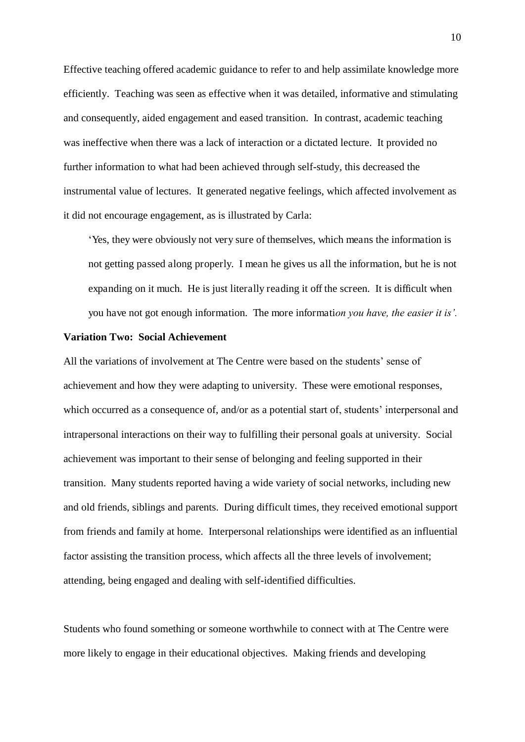Effective teaching offered academic guidance to refer to and help assimilate knowledge more efficiently. Teaching was seen as effective when it was detailed, informative and stimulating and consequently, aided engagement and eased transition. In contrast, academic teaching was ineffective when there was a lack of interaction or a dictated lecture. It provided no further information to what had been achieved through self-study, this decreased the instrumental value of lectures. It generated negative feelings, which affected involvement as it did not encourage engagement, as is illustrated by Carla:

> 'Yes, they were obviously not very sure of themselves, which means the information is not getting passed along properly. I mean he gives us all the information, but he is not expanding on it much. He is just literally reading it off the screen. It is difficult when you have not got enough information. The more informati*on you have, the easier it is'.*

**Variation Two: Social Achievement**

All the variations of involvement at The Centre were based on the students' sense of achievement and how they were adapting to university. These were emotional responses, which occurred as a consequence of, and/or as a potential start of, students' interpersonal and intrapersonal interactions on their way to fulfilling their personal goals at university. Social achievement was important to their sense of belonging and feeling supported in their transition. Many students reported having a wide variety of social networks, including new and old friends, siblings and parents. During difficult times, they received emotional support from friends and family at home. Interpersonal relationships were identified as an influential factor assisting the transition process, which affects all the three levels of involvement; attending, being engaged and dealing with self-identified difficulties.

Students who found something or someone worthwhile to connect with at The Centre were more likely to engage in their educational objectives. Making friends and developing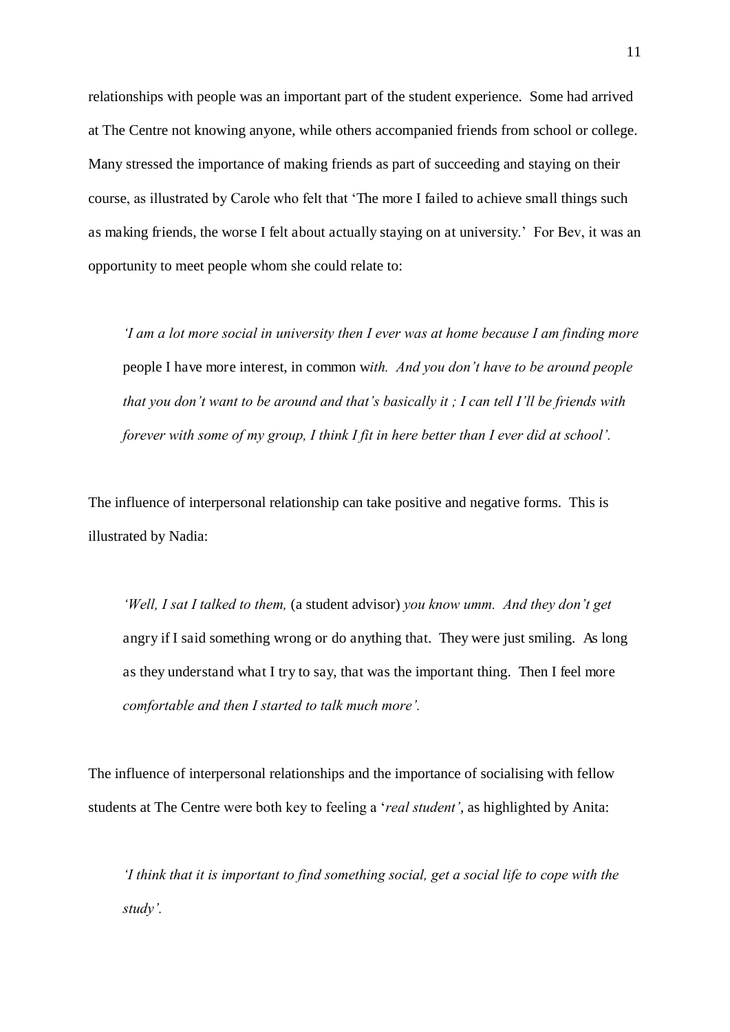relationships with people was an important part of the student experience. Some had arrived at The Centre not knowing anyone, while others accompanied friends from school or college. Many stressed the importance of making friends as part of succeeding and staying on their course, as illustrated by Carole who felt that 'The more I failed to achieve small things such as making friends, the worse I felt about actually staying on at university.' For Bev, it was an opportunity to meet people whom she could relate to:

> *'I am a lot more social in university then I ever was at home because I am finding more* people I have more interest, in common w*ith. And you don't have to be around people that you don't want to be around and that's basically it ; I can tell I'll be friends with forever with some of my group, I think I fit in here better than I ever did at school'.*

The influence of interpersonal relationship can take positive and negative forms. This is illustrated by Nadia:

> *'Well, I sat I talked to them,* (a student advisor) *you know umm. And they don't get* angry if I said something wrong or do anything that. They were just smiling. As long as they understand what I try to say, that was the important thing. Then I feel more *comfortable and then I started to talk much more'.*

The influence of interpersonal relationships and the importance of socialising with fellow students at The Centre were both key to feeling a '*real student'*, as highlighted by Anita:

> *'I think that it is important to find something social, get a social life to cope with the study'.*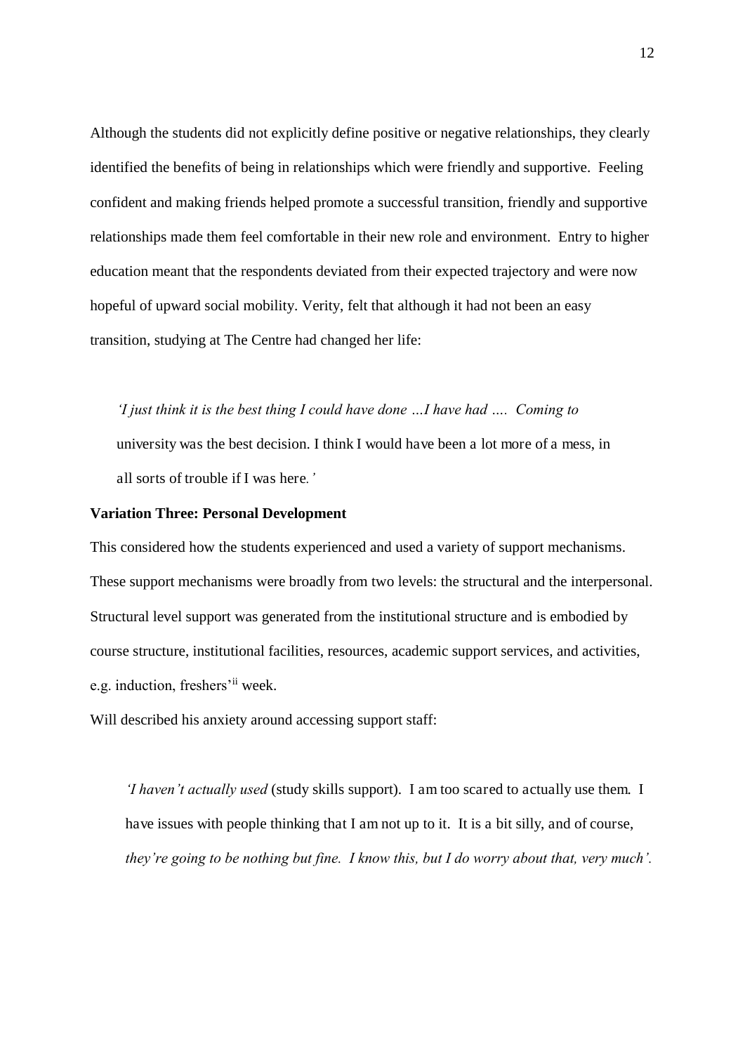Although the students did not explicitly define positive or negative relationships, they clearly identified the benefits of being in relationships which were friendly and supportive. Feeling confident and making friends helped promote a successful transition, friendly and supportive relationships made them feel comfortable in their new role and environment. Entry to higher education meant that the respondents deviated from their expected trajectory and were now hopeful of upward social mobility. Verity, felt that although it had not been an easy transition, studying at The Centre had changed her life:

> *'I just think it is the best thing I could have done …I have had …. Coming to* university was the best decision. I think I would have been a lot more of a mess, in all sorts of trouble if I was here*.'*

**Variation Three: Personal Development**

This considered how the students experienced and used a variety of support mechanisms. These support mechanisms were broadly from two levels: the structural and the interpersonal. Structural level support was generated from the institutional structure and is embodied by course structure, institutional facilities, resources, academic support services, and activities, e.g. induction, freshers'[ii] week.

Will described his anxiety around accessing support staff:

> *'I haven't actually used* (study skills support). I am too scared to actually use them. I have issues with people thinking that I am not up to it. It is a bit silly, and of course, *they're going to be nothing but fine. I know this, but I do worry about that, very much'.*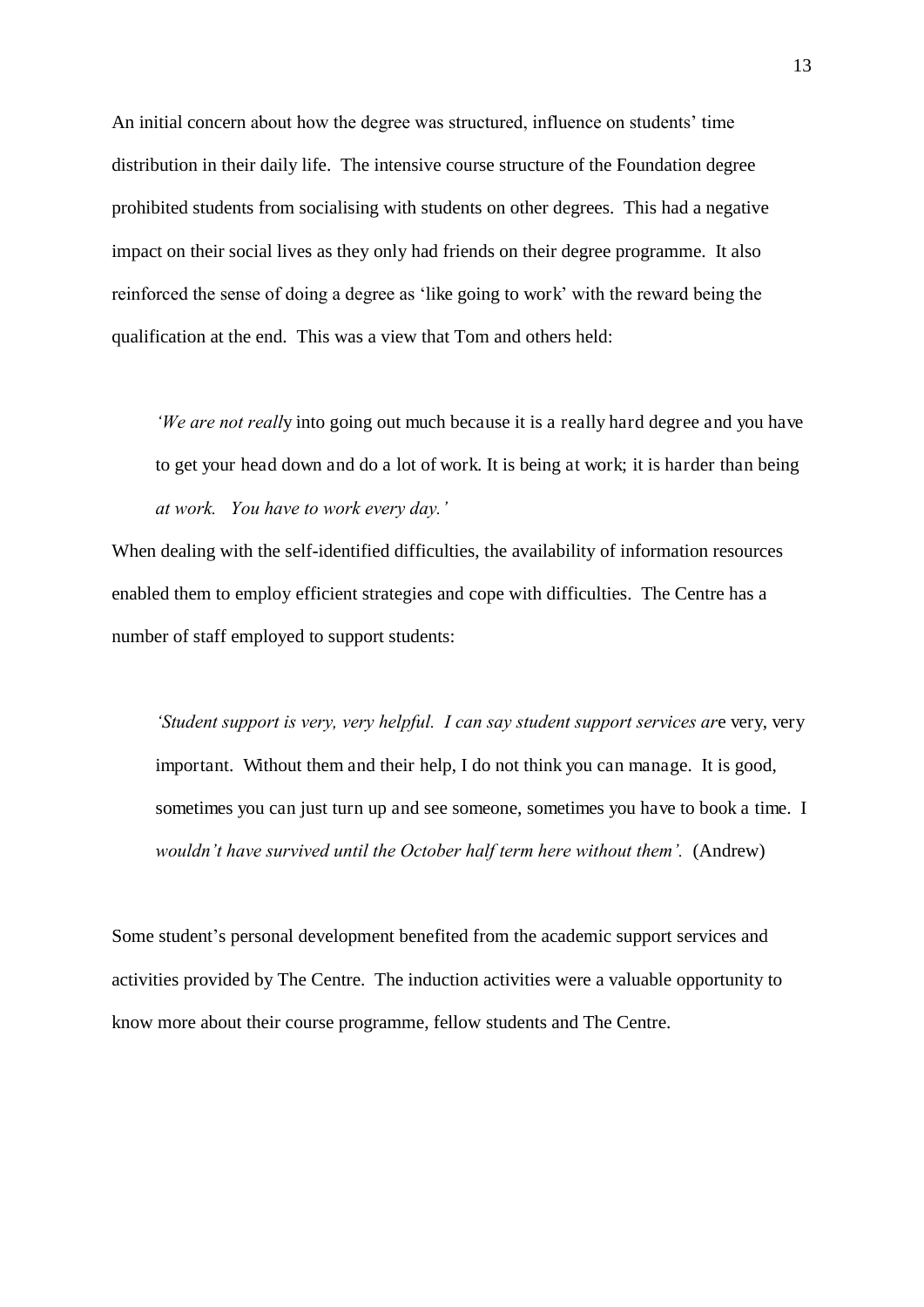An initial concern about how the degree was structured, influence on students' time distribution in their daily life. The intensive course structure of the Foundation degree prohibited students from socialising with students on other degrees. This had a negative impact on their social lives as they only had friends on their degree programme. It also reinforced the sense of doing a degree as 'like going to work' with the reward being the qualification at the end. This was a view that Tom and others held:

> *'We are not reall*y into going out much because it is a really hard degree and you have to get your head down and do a lot of work. It is being at work; it is harder than being *at work. You have to work every day.'*

When dealing with the self-identified difficulties, the availability of information resources enabled them to employ efficient strategies and cope with difficulties. The Centre has a number of staff employed to support students:

> *'Student support is very, very helpful. I can say student support services ar*e very, very important. Without them and their help, I do not think you can manage. It is good, sometimes you can just turn up and see someone, sometimes you have to book a time. I *wouldn't have survived until the October half term here without them'.* (Andrew)

Some student's personal development benefited from the academic support services and activities provided by The Centre. The induction activities were a valuable opportunity to know more about their course programme, fellow students and The Centre.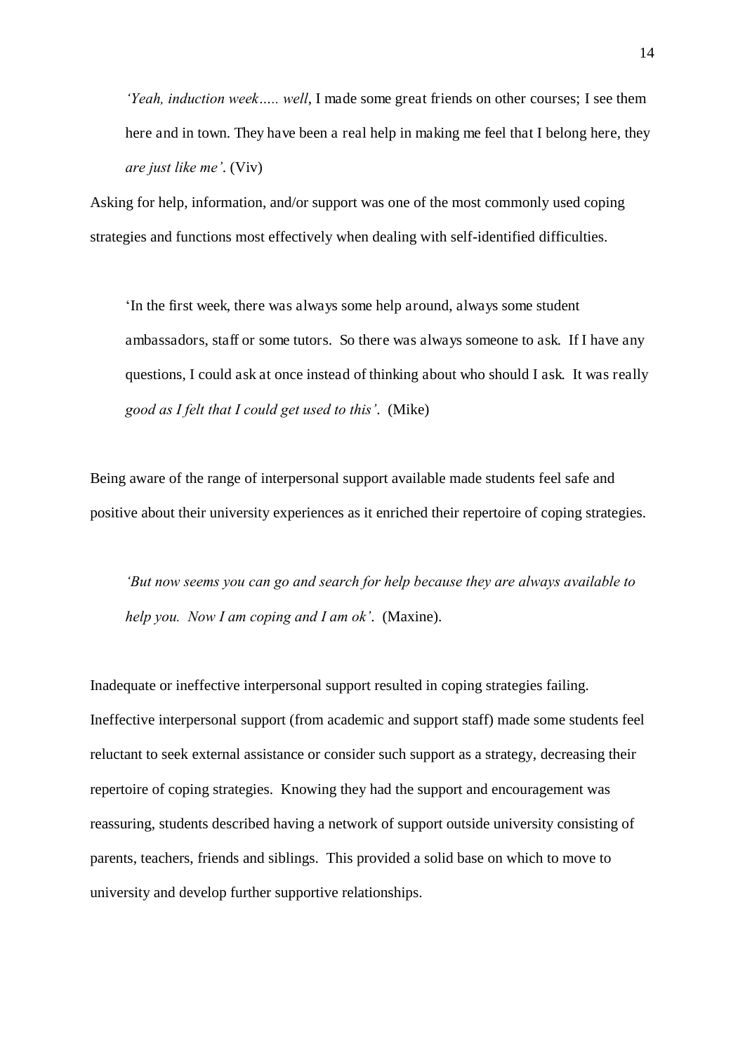> *'Yeah, induction week….. well*, I made some great friends on other courses; I see them here and in town. They have been a real help in making me feel that I belong here, they *are just like me'*. (Viv)

Asking for help, information, and/or support was one of the most commonly used coping strategies and functions most effectively when dealing with self-identified difficulties.

> 'In the first week, there was always some help around, always some student ambassadors, staff or some tutors. So there was always someone to ask. If I have any questions, I could ask at once instead of thinking about who should I ask. It was really *good as I felt that I could get used to this'*. (Mike)

Being aware of the range of interpersonal support available made students feel safe and positive about their university experiences as it enriched their repertoire of coping strategies.

> *'But now seems you can go and search for help because they are always available to help you. Now I am coping and I am ok'*. (Maxine).

Inadequate or ineffective interpersonal support resulted in coping strategies failing. Ineffective interpersonal support (from academic and support staff) made some students feel reluctant to seek external assistance or consider such support as a strategy, decreasing their repertoire of coping strategies. Knowing they had the support and encouragement was reassuring, students described having a network of support outside university consisting of parents, teachers, friends and siblings. This provided a solid base on which to move to university and develop further supportive relationships.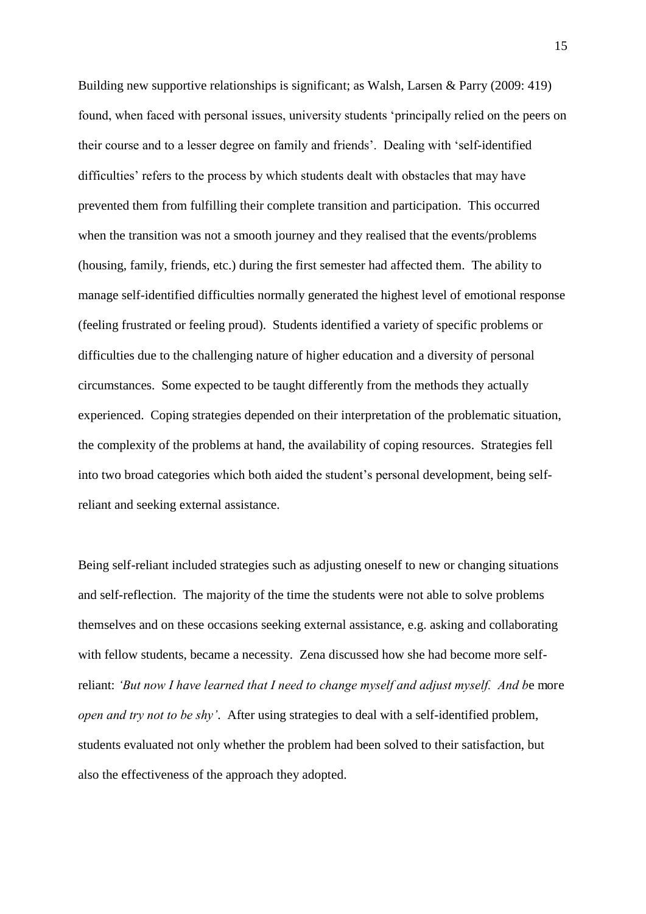Building new supportive relationships is significant; as Walsh, Larsen & Parry (2009: 419) found, when faced with personal issues, university students 'principally relied on the peers on their course and to a lesser degree on family and friends'. Dealing with 'self-identified difficulties' refers to the process by which students dealt with obstacles that may have prevented them from fulfilling their complete transition and participation. This occurred when the transition was not a smooth journey and they realised that the events/problems (housing, family, friends, etc.) during the first semester had affected them. The ability to manage self-identified difficulties normally generated the highest level of emotional response (feeling frustrated or feeling proud). Students identified a variety of specific problems or difficulties due to the challenging nature of higher education and a diversity of personal circumstances. Some expected to be taught differently from the methods they actually experienced. Coping strategies depended on their interpretation of the problematic situation, the complexity of the problems at hand, the availability of coping resources. Strategies fell into two broad categories which both aided the student's personal development, being self-reliant and seeking external assistance.

Being self-reliant included strategies such as adjusting oneself to new or changing situations and self-reflection. The majority of the time the students were not able to solve problems themselves and on these occasions seeking external assistance, e.g. asking and collaborating with fellow students, became a necessity. Zena discussed how she had become more self-reliant: *'But now I have learned that I need to change myself and adjust myself. And b*e more *open and try not to be shy'*. After using strategies to deal with a self-identified problem, students evaluated not only whether the problem had been solved to their satisfaction, but also the effectiveness of the approach they adopted.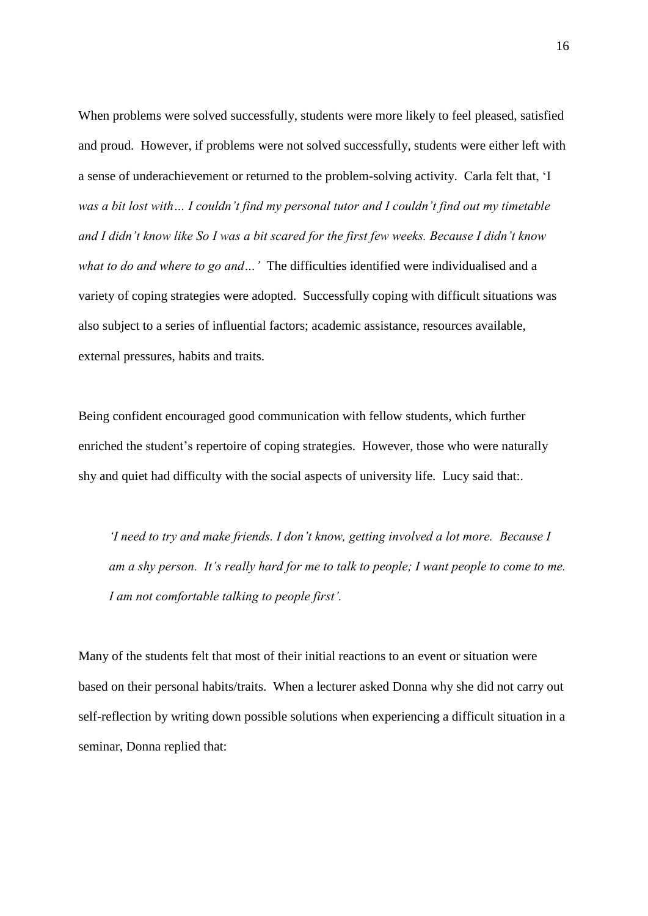When problems were solved successfully, students were more likely to feel pleased, satisfied and proud. However, if problems were not solved successfully, students were either left with a sense of underachievement or returned to the problem-solving activity. Carla felt that, 'I *was a bit lost with… I couldn't find my personal tutor and I couldn't find out my timetable and I didn't know like So I was a bit scared for the first few weeks. Because I didn't know what to do and where to go and…'* The difficulties identified were individualised and a variety of coping strategies were adopted. Successfully coping with difficult situations was also subject to a series of influential factors; academic assistance, resources available, external pressures, habits and traits.

Being confident encouraged good communication with fellow students, which further enriched the student's repertoire of coping strategies. However, those who were naturally shy and quiet had difficulty with the social aspects of university life. Lucy said that:.

> *'I need to try and make friends. I don't know, getting involved a lot more. Because I am a shy person. It's really hard for me to talk to people; I want people to come to me. I am not comfortable talking to people first'.*

Many of the students felt that most of their initial reactions to an event or situation were based on their personal habits/traits. When a lecturer asked Donna why she did not carry out self-reflection by writing down possible solutions when experiencing a difficult situation in a seminar, Donna replied that: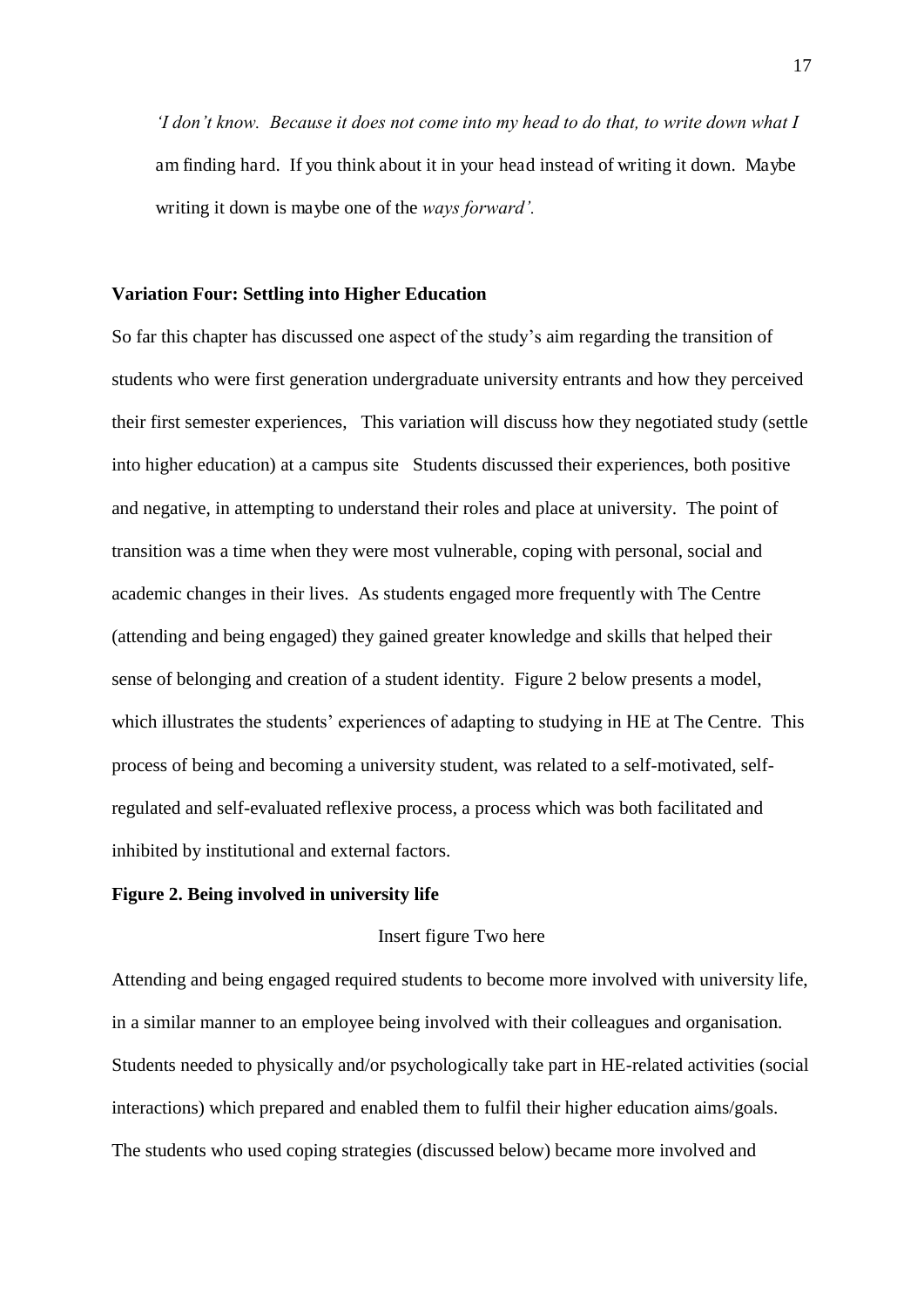*'I don't know. Because it does not come into my head to do that, to write down what I* am finding hard. If you think about it in your head instead of writing it down. Maybe writing it down is maybe one of the *ways forward'.*

**Variation Four: Settling into Higher Education**

So far this chapter has discussed one aspect of the study's aim regarding the transition of students who were first generation undergraduate university entrants and how they perceived their first semester experiences, This variation will discuss how they negotiated study (settle into higher education) at a campus site Students discussed their experiences, both positive and negative, in attempting to understand their roles and place at university. The point of transition was a time when they were most vulnerable, coping with personal, social and academic changes in their lives. As students engaged more frequently with The Centre (attending and being engaged) they gained greater knowledge and skills that helped their sense of belonging and creation of a student identity. Figure 2 below presents a model, which illustrates the students' experiences of adapting to studying in HE at The Centre. This process of being and becoming a university student, was related to a self-motivated, self-regulated and self-evaluated reflexive process, a process which was both facilitated and inhibited by institutional and external factors.

**Figure 2. Being involved in university life**

Insert figure Two here

Attending and being engaged required students to become more involved with university life, in a similar manner to an employee being involved with their colleagues and organisation. Students needed to physically and/or psychologically take part in HE-related activities (social interactions) which prepared and enabled them to fulfil their higher education aims/goals. The students who used coping strategies (discussed below) became more involved and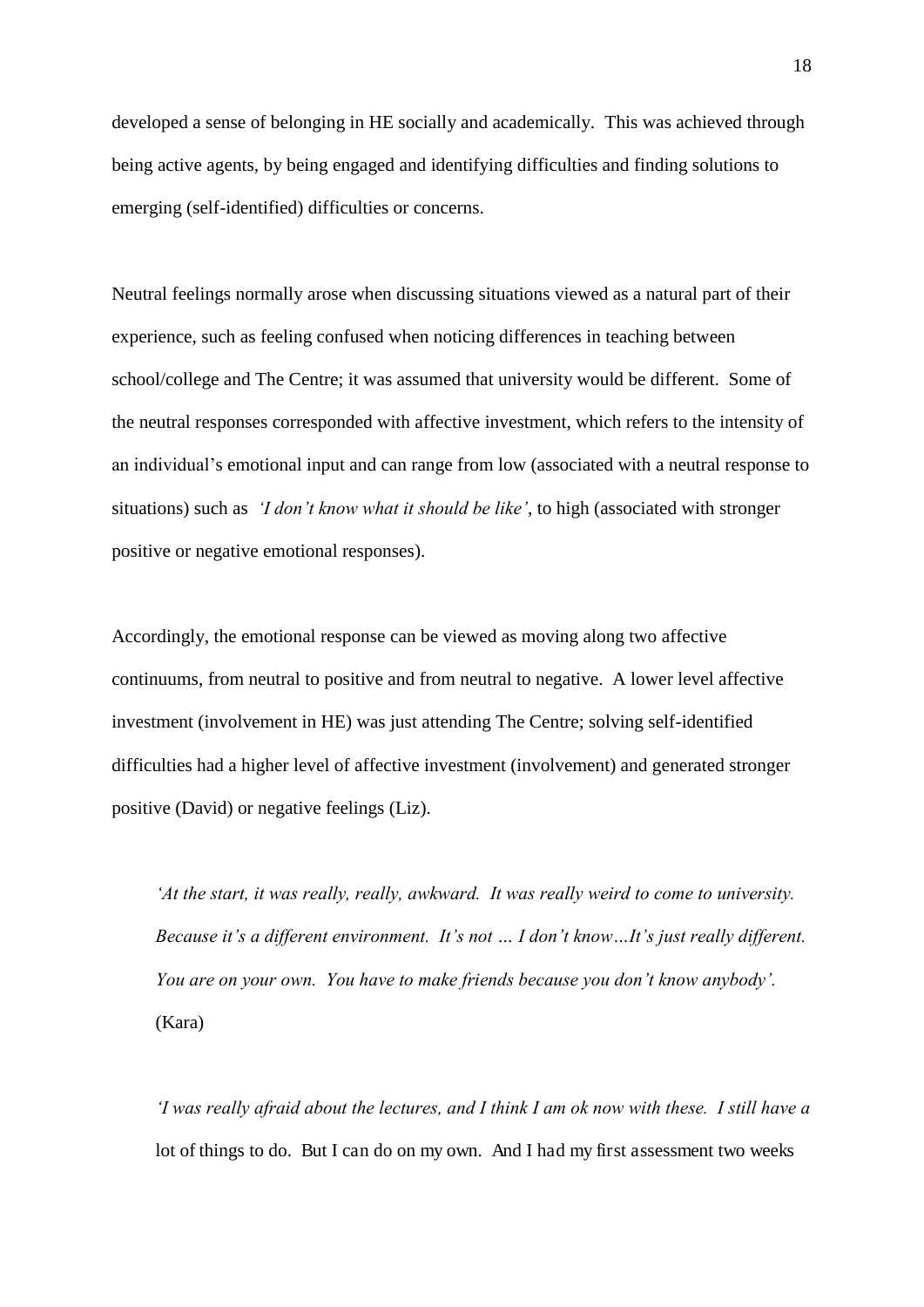developed a sense of belonging in HE socially and academically. This was achieved through being active agents, by being engaged and identifying difficulties and finding solutions to emerging (self-identified) difficulties or concerns.

Neutral feelings normally arose when discussing situations viewed as a natural part of their experience, such as feeling confused when noticing differences in teaching between school/college and The Centre; it was assumed that university would be different. Some of the neutral responses corresponded with affective investment, which refers to the intensity of an individual's emotional input and can range from low (associated with a neutral response to situations) such as *'I don't know what it should be like'*, to high (associated with stronger positive or negative emotional responses).

Accordingly, the emotional response can be viewed as moving along two affective continuums, from neutral to positive and from neutral to negative. A lower level affective investment (involvement in HE) was just attending The Centre; solving self-identified difficulties had a higher level of affective investment (involvement) and generated stronger positive (David) or negative feelings (Liz).

> *'At the start, it was really, really, awkward. It was really weird to come to university. Because it's a different environment. It's not … I don't know…It's just really different. You are on your own. You have to make friends because you don't know anybody'.* (Kara)

> *'I was really afraid about the lectures, and I think I am ok now with these. I still have a* lot of things to do. But I can do on my own. And I had my first assessment two weeks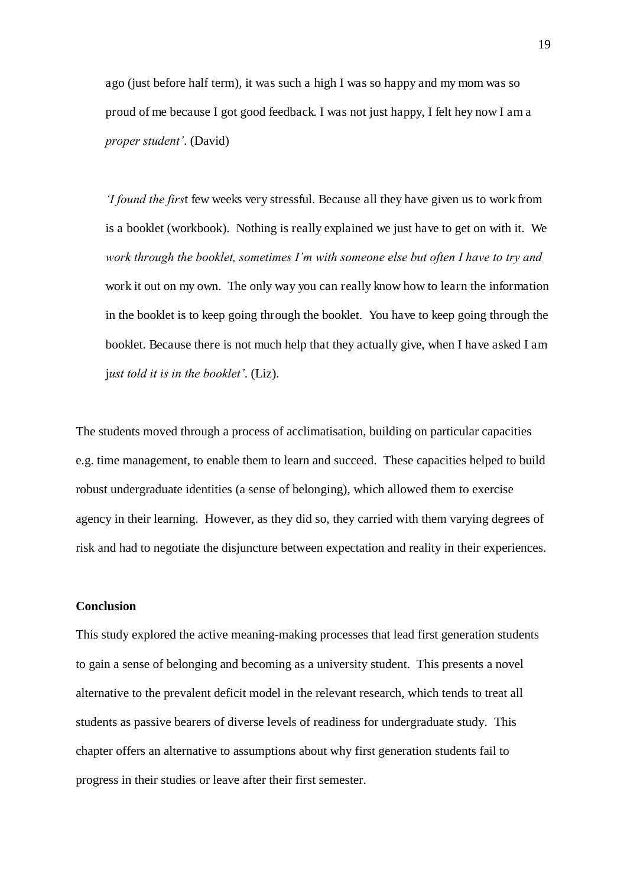ago (just before half term), it was such a high I was so happy and my mom was so proud of me because I got good feedback. I was not just happy, I felt hey now I am a *proper student'*. (David)

*'I found the firs*t few weeks very stressful. Because all they have given us to work from is a booklet (workbook). Nothing is really explained we just have to get on with it. We *work through the booklet, sometimes I'm with someone else but often I have to try and* work it out on my own. The only way you can really know how to learn the information in the booklet is to keep going through the booklet. You have to keep going through the booklet. Because there is not much help that they actually give, when I have asked I am j*ust told it is in the booklet'*. (Liz).

The students moved through a process of acclimatisation, building on particular capacities e.g. time management, to enable them to learn and succeed. These capacities helped to build robust undergraduate identities (a sense of belonging), which allowed them to exercise agency in their learning. However, as they did so, they carried with them varying degrees of risk and had to negotiate the disjuncture between expectation and reality in their experiences.

**Conclusion**

This study explored the active meaning-making processes that lead first generation students to gain a sense of belonging and becoming as a university student. This presents a novel alternative to the prevalent deficit model in the relevant research, which tends to treat all students as passive bearers of diverse levels of readiness for undergraduate study. This chapter offers an alternative to assumptions about why first generation students fail to progress in their studies or leave after their first semester.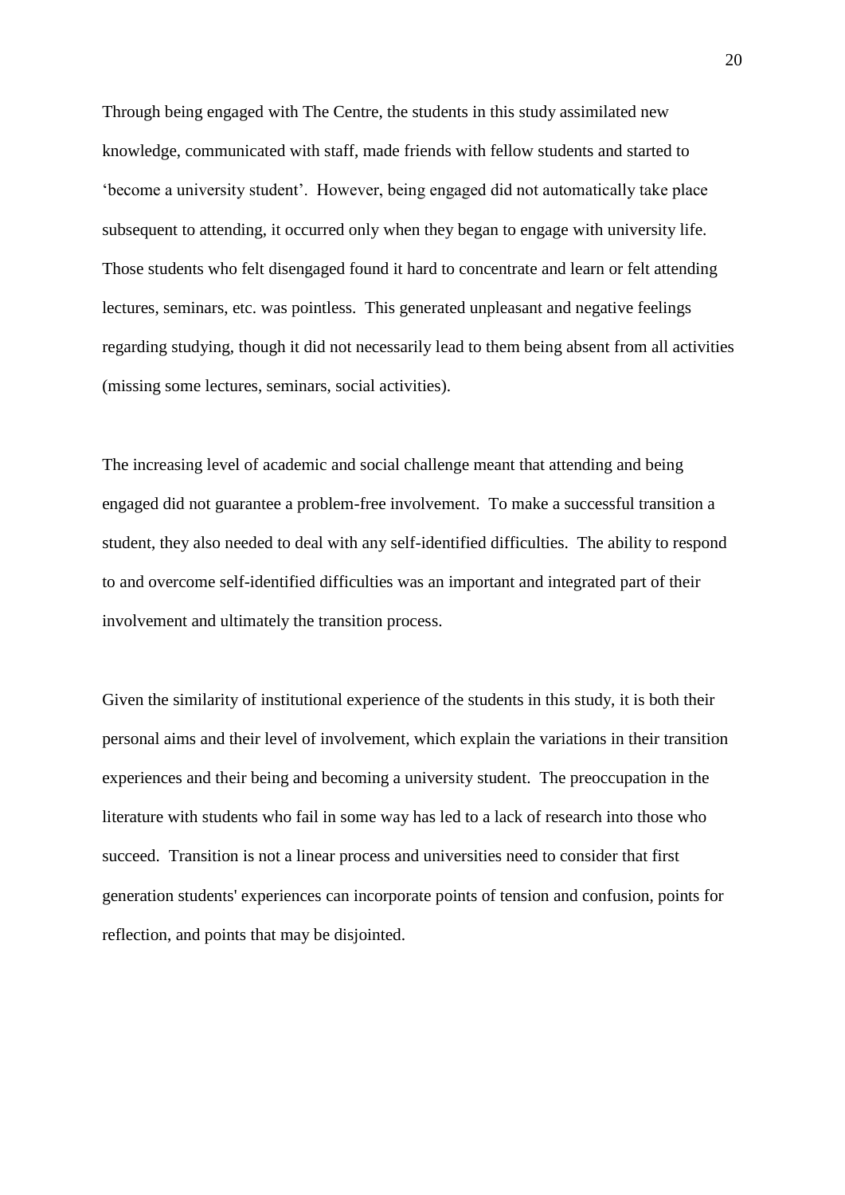Through being engaged with The Centre, the students in this study assimilated new knowledge, communicated with staff, made friends with fellow students and started to 'become a university student'. However, being engaged did not automatically take place subsequent to attending, it occurred only when they began to engage with university life. Those students who felt disengaged found it hard to concentrate and learn or felt attending lectures, seminars, etc. was pointless. This generated unpleasant and negative feelings regarding studying, though it did not necessarily lead to them being absent from all activities (missing some lectures, seminars, social activities).

The increasing level of academic and social challenge meant that attending and being engaged did not guarantee a problem-free involvement. To make a successful transition a student, they also needed to deal with any self-identified difficulties. The ability to respond to and overcome self-identified difficulties was an important and integrated part of their involvement and ultimately the transition process.

Given the similarity of institutional experience of the students in this study, it is both their personal aims and their level of involvement, which explain the variations in their transition experiences and their being and becoming a university student. The preoccupation in the literature with students who fail in some way has led to a lack of research into those who succeed. Transition is not a linear process and universities need to consider that first generation students' experiences can incorporate points of tension and confusion, points for reflection, and points that may be disjointed.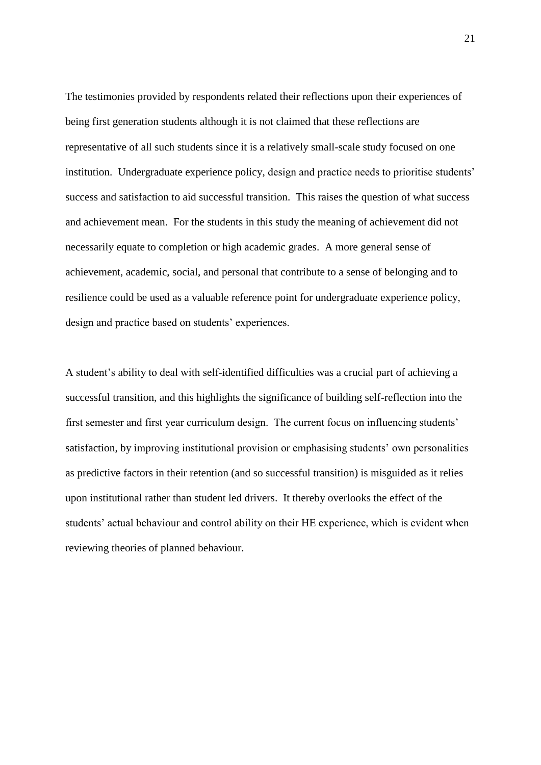The testimonies provided by respondents related their reflections upon their experiences of being first generation students although it is not claimed that these reflections are representative of all such students since it is a relatively small-scale study focused on one institution. Undergraduate experience policy, design and practice needs to prioritise students' success and satisfaction to aid successful transition. This raises the question of what success and achievement mean. For the students in this study the meaning of achievement did not necessarily equate to completion or high academic grades. A more general sense of achievement, academic, social, and personal that contribute to a sense of belonging and to resilience could be used as a valuable reference point for undergraduate experience policy, design and practice based on students' experiences.

A student's ability to deal with self-identified difficulties was a crucial part of achieving a successful transition, and this highlights the significance of building self-reflection into the first semester and first year curriculum design. The current focus on influencing students' satisfaction, by improving institutional provision or emphasising students' own personalities as predictive factors in their retention (and so successful transition) is misguided as it relies upon institutional rather than student led drivers. It thereby overlooks the effect of the students' actual behaviour and control ability on their HE experience, which is evident when reviewing theories of planned behaviour.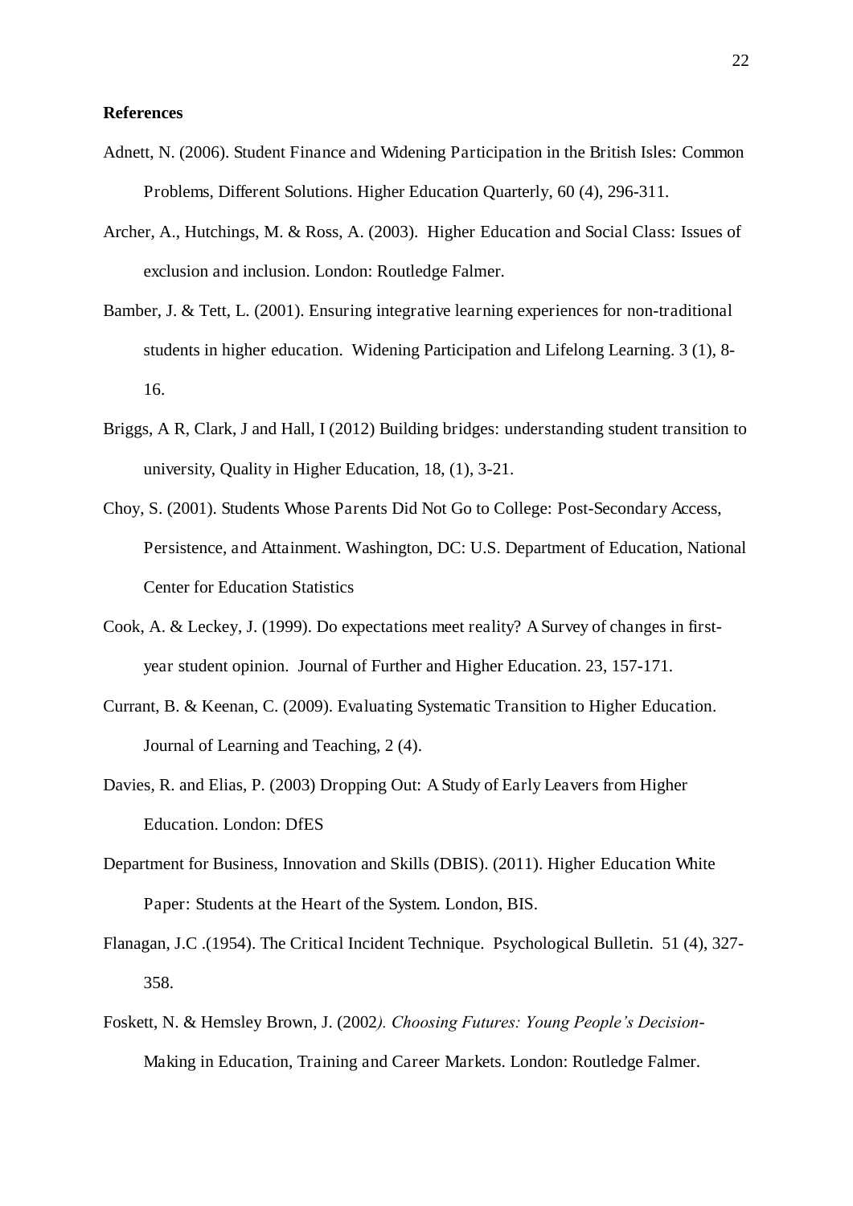**References**

Adnett, N. (2006). Student Finance and Widening Participation in the British Isles: Common Problems, Different Solutions. Higher Education Quarterly, 60 (4), 296-311.

Archer, A., Hutchings, M. & Ross, A. (2003). Higher Education and Social Class: Issues of exclusion and inclusion. London: Routledge Falmer.

Bamber, J. & Tett, L. (2001). Ensuring integrative learning experiences for non-traditional students in higher education. Widening Participation and Lifelong Learning. 3 (1), 8-16.

Briggs, A R, Clark, J and Hall, I (2012) Building bridges: understanding student transition to university, Quality in Higher Education, 18, (1), 3-21.

Choy, S. (2001). Students Whose Parents Did Not Go to College: Post-Secondary Access, Persistence, and Attainment. Washington, DC: U.S. Department of Education, National Center for Education Statistics

Cook, A. & Leckey, J. (1999). Do expectations meet reality? A Survey of changes in first-year student opinion. Journal of Further and Higher Education. 23, 157-171.

Currant, B. & Keenan, C. (2009). Evaluating Systematic Transition to Higher Education. Journal of Learning and Teaching, 2 (4).

Davies, R. and Elias, P. (2003) Dropping Out: A Study of Early Leavers from Higher Education. London: DfES

Department for Business, Innovation and Skills (DBIS). (2011). Higher Education White Paper: Students at the Heart of the System. London, BIS.

Flanagan, J.C .(1954). The Critical Incident Technique. Psychological Bulletin. 51 (4), 327-358.

Foskett, N. & Hemsley Brown, J. (2002*). Choosing Futures: Young People's Decision-*Making in Education, Training and Career Markets. London: Routledge Falmer.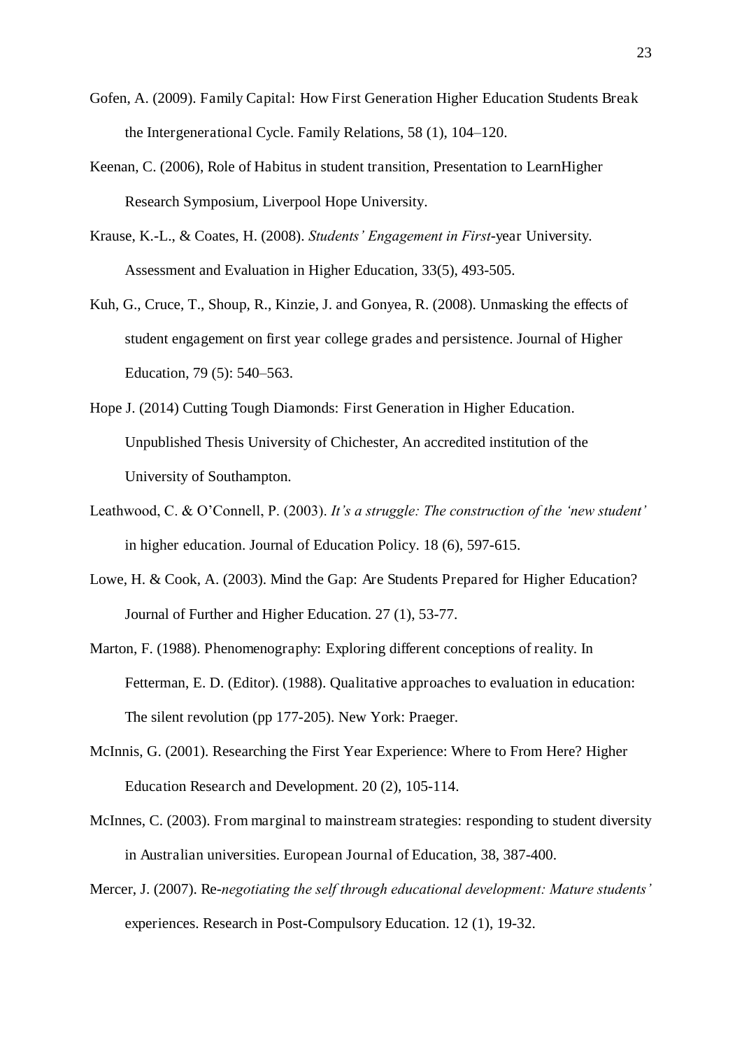Gofen, A. (2009). Family Capital: How First Generation Higher Education Students Break the Intergenerational Cycle. Family Relations, 58 (1), 104–120.

Keenan, C. (2006), Role of Habitus in student transition, Presentation to LearnHigher Research Symposium, Liverpool Hope University.

Krause, K.-L., & Coates, H. (2008). *Students' Engagement in First*-year University. Assessment and Evaluation in Higher Education, 33(5), 493-505.

Kuh, G., Cruce, T., Shoup, R., Kinzie, J. and Gonyea, R. (2008). Unmasking the effects of student engagement on first year college grades and persistence. Journal of Higher Education, 79 (5): 540–563.

Hope J. (2014) Cutting Tough Diamonds: First Generation in Higher Education. Unpublished Thesis University of Chichester, An accredited institution of the University of Southampton.

Leathwood, C. & O'Connell, P. (2003). *It's a struggle: The construction of the 'new student'* in higher education. Journal of Education Policy. 18 (6), 597-615.

Lowe, H. & Cook, A. (2003). Mind the Gap: Are Students Prepared for Higher Education? Journal of Further and Higher Education. 27 (1), 53-77.

Marton, F. (1988). Phenomenography: Exploring different conceptions of reality. In Fetterman, E. D. (Editor). (1988). Qualitative approaches to evaluation in education: The silent revolution (pp 177-205). New York: Praeger.

McInnis, G. (2001). Researching the First Year Experience: Where to From Here? Higher Education Research and Development. 20 (2), 105-114.

McInnes, C. (2003). From marginal to mainstream strategies: responding to student diversity in Australian universities. European Journal of Education, 38, 387-400.

Mercer, J. (2007). Re-*negotiating the self through educational development: Mature students'* experiences. Research in Post-Compulsory Education. 12 (1), 19-32.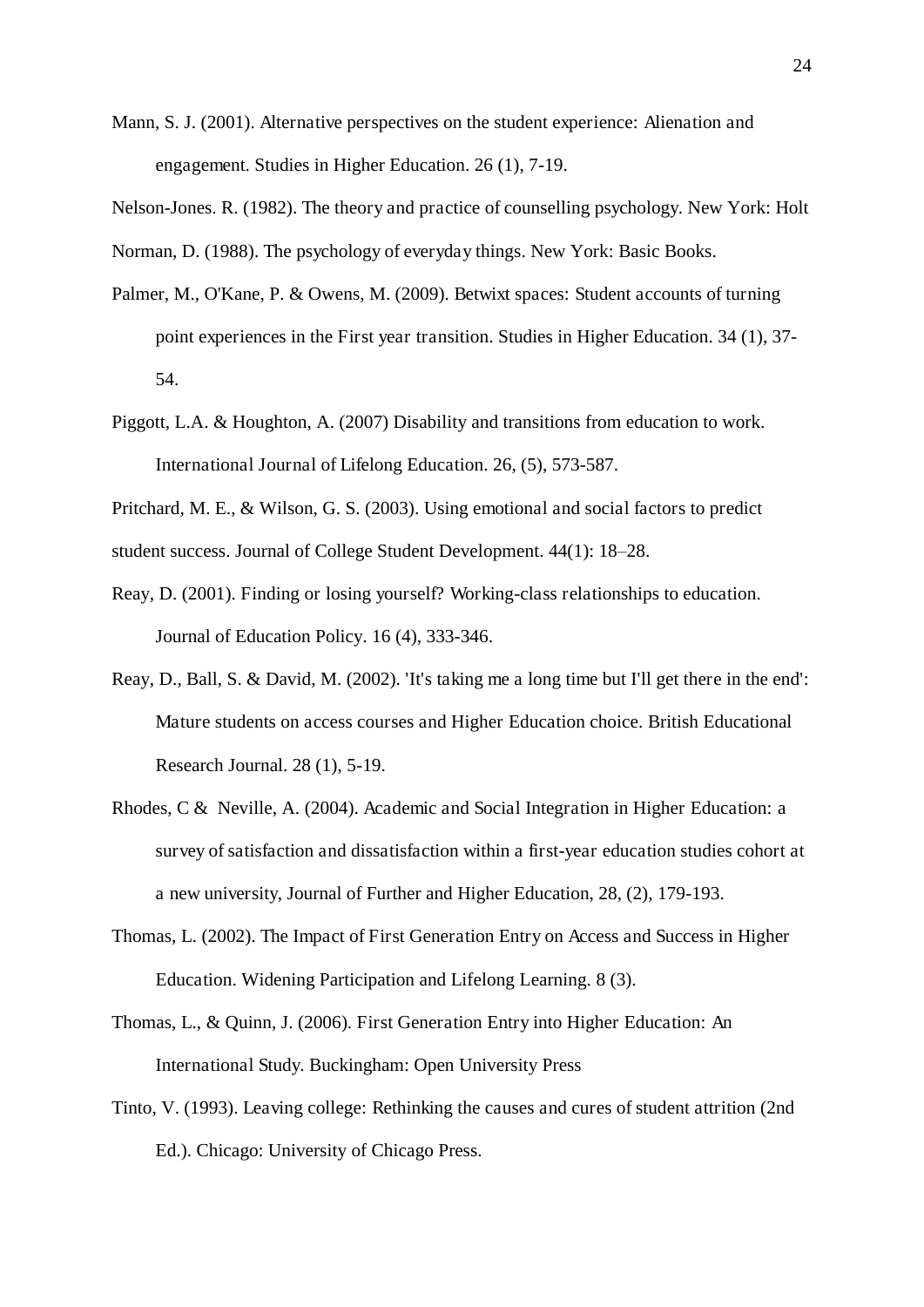Mann, S. J. (2001). Alternative perspectives on the student experience: Alienation and engagement. Studies in Higher Education. 26 (1), 7-19.

Nelson-Jones. R. (1982). The theory and practice of counselling psychology. New York: Holt

Norman, D. (1988). The psychology of everyday things. New York: Basic Books.

Palmer, M., O'Kane, P. & Owens, M. (2009). Betwixt spaces: Student accounts of turning point experiences in the First year transition. Studies in Higher Education. 34 (1), 37-54.

Piggott, L.A. & Houghton, A. (2007) Disability and transitions from education to work. International Journal of Lifelong Education. 26, (5), 573-587.

Pritchard, M. E., & Wilson, G. S. (2003). Using emotional and social factors to predict student success. Journal of College Student Development. 44(1): 18–28.

Reay, D. (2001). Finding or losing yourself? Working-class relationships to education. Journal of Education Policy. 16 (4), 333-346.

Reay, D., Ball, S. & David, M. (2002). 'It's taking me a long time but I'll get there in the end': Mature students on access courses and Higher Education choice. British Educational Research Journal. 28 (1), 5-19.

Rhodes, C & Neville, A. (2004). Academic and Social Integration in Higher Education: a survey of satisfaction and dissatisfaction within a first-year education studies cohort at a new university, Journal of Further and Higher Education, 28, (2), 179-193.

Thomas, L. (2002). The Impact of First Generation Entry on Access and Success in Higher Education. Widening Participation and Lifelong Learning. 8 (3).

Thomas, L., & Quinn, J. (2006). First Generation Entry into Higher Education: An International Study. Buckingham: Open University Press

Tinto, V. (1993). Leaving college: Rethinking the causes and cures of student attrition (2nd Ed.). Chicago: University of Chicago Press.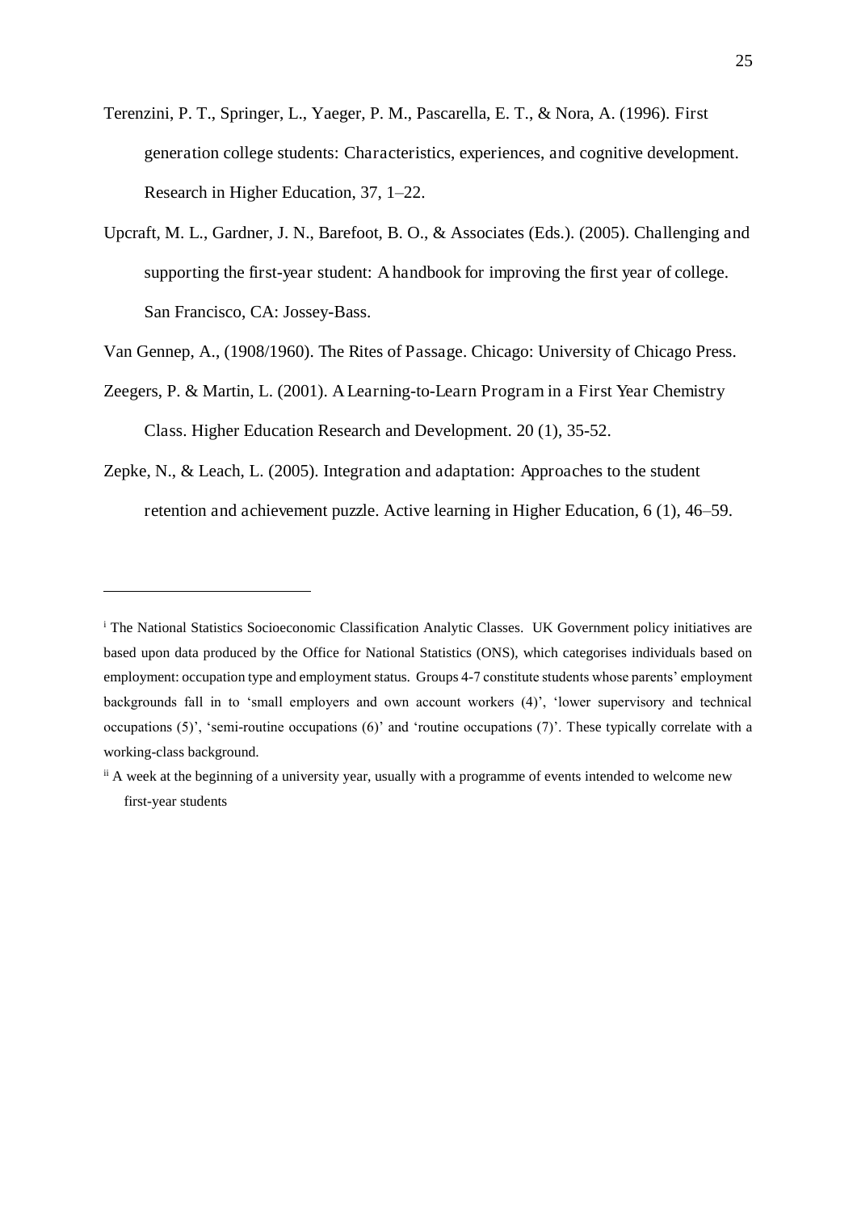Terenzini, P. T., Springer, L., Yaeger, P. M., Pascarella, E. T., & Nora, A. (1996). First generation college students: Characteristics, experiences, and cognitive development. Research in Higher Education, 37, 1–22.

Upcraft, M. L., Gardner, J. N., Barefoot, B. O., & Associates (Eds.). (2005). Challenging and supporting the first-year student: A handbook for improving the first year of college. San Francisco, CA: Jossey-Bass.

Van Gennep, A., (1908/1960). The Rites of Passage. Chicago: University of Chicago Press.

Zeegers, P. & Martin, L. (2001). A Learning-to-Learn Program in a First Year Chemistry Class. Higher Education Research and Development. 20 (1), 35-52.

Zepke, N., & Leach, L. (2005). Integration and adaptation: Approaches to the student retention and achievement puzzle. Active learning in Higher Education, 6 (1), 46–59.

---

[i] The National Statistics Socioeconomic Classification Analytic Classes. UK Government policy initiatives are based upon data produced by the Office for National Statistics (ONS), which categorises individuals based on employment: occupation type and employment status. Groups 4-7 constitute students whose parents' employment backgrounds fall in to 'small employers and own account workers (4)', 'lower supervisory and technical occupations (5)', 'semi-routine occupations (6)' and 'routine occupations (7)'. These typically correlate with a working-class background.

[ii] A week at the beginning of a university year, usually with a programme of events intended to welcome new first-year students